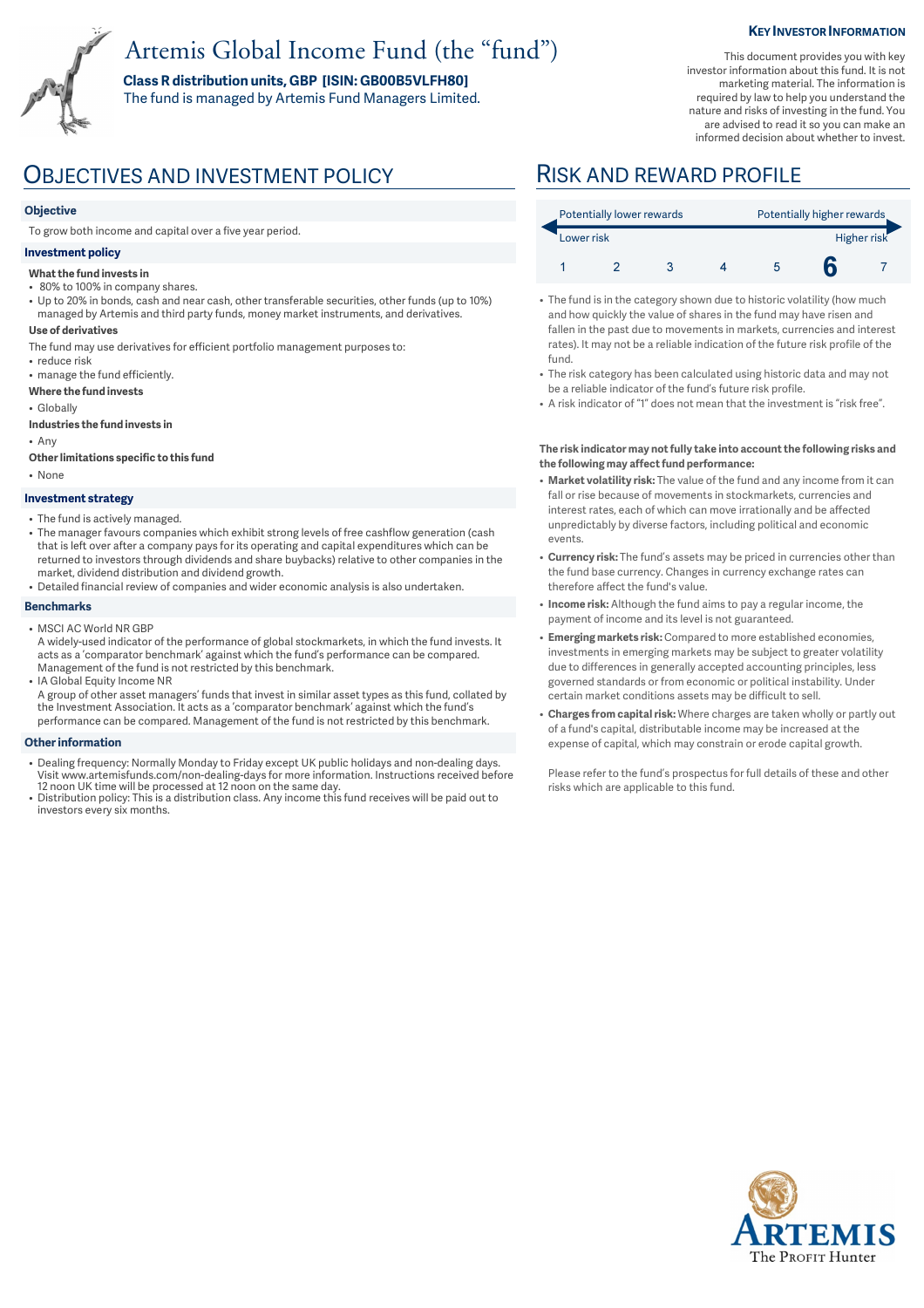# Artemis Global Income Fund (the "fund")

**Class R distribution units, GBP [ISIN: GB00B5VLFH80]**
The fund is managed by Artemis Fund Managers Limited.

**KEY INVESTOR INFORMATION**

This document provides you with key investor information about this fund. It is not marketing material. The information is required by law to help you understand the nature and risks of investing in the fund. You are advised to read it so you can make an informed decision about whether to invest.

## OBJECTIVES AND INVESTMENT POLICY

### Objective

To grow both income and capital over a five year period.

### Investment policy

**What the fund invests in**

- 80% to 100% in company shares.
- Up to 20% in bonds, cash and near cash, other transferable securities, other funds (up to 10%) managed by Artemis and third party funds, money market instruments, and derivatives.

**Use of derivatives**

The fund may use derivatives for efficient portfolio management purposes to:

- reduce risk
- manage the fund efficiently.

**Where the fund invests**

- Globally

**Industries the fund invests in**

- Any

**Other limitations specific to this fund**

- None

### Investment strategy

- The fund is actively managed.
- The manager favours companies which exhibit strong levels of free cashflow generation (cash that is left over after a company pays for its operating and capital expenditures which can be returned to investors through dividends and share buybacks) relative to other companies in the market, dividend distribution and dividend growth.
- Detailed financial review of companies and wider economic analysis is also undertaken.

### Benchmarks

- MSCI AC World NR GBP
  A widely-used indicator of the performance of global stockmarkets, in which the fund invests. It acts as a 'comparator benchmark' against which the fund's performance can be compared. Management of the fund is not restricted by this benchmark.
- IA Global Equity Income NR
  A group of other asset managers' funds that invest in similar asset types as this fund, collated by the Investment Association. It acts as a 'comparator benchmark' against which the fund's performance can be compared. Management of the fund is not restricted by this benchmark.

### Other information

- Dealing frequency: Normally Monday to Friday except UK public holidays and non-dealing days. Visit www.artemisfunds.com/non-dealing-days for more information. Instructions received before 12 noon UK time will be processed at 12 noon on the same day.
- Distribution policy: This is a distribution class. Any income this fund receives will be paid out to investors every six months.

## RISK AND REWARD PROFILE

| Potentially lower rewards | | | | | | Potentially higher rewards |
|---|---|---|---|---|---|---|
| Lower risk | | | | | | Higher risk |
| 1 | 2 | 3 | 4 | 5 | **6** | 7 |

- The fund is in the category shown due to historic volatility (how much and how quickly the value of shares in the fund may have risen and fallen in the past due to movements in markets, currencies and interest rates). It may not be a reliable indication of the future risk profile of the fund.
- The risk category has been calculated using historic data and may not be a reliable indicator of the fund's future risk profile.
- A risk indicator of "1" does not mean that the investment is "risk free".

**The risk indicator may not fully take into account the following risks and the following may affect fund performance:**

- **Market volatility risk:** The value of the fund and any income from it can fall or rise because of movements in stockmarkets, currencies and interest rates, each of which can move irrationally and be affected unpredictably by diverse factors, including political and economic events.
- **Currency risk:** The fund's assets may be priced in currencies other than the fund base currency. Changes in currency exchange rates can therefore affect the fund's value.
- **Income risk:** Although the fund aims to pay a regular income, the payment of income and its level is not guaranteed.
- **Emerging markets risk:** Compared to more established economies, investments in emerging markets may be subject to greater volatility due to differences in generally accepted accounting principles, less governed standards or from economic or political instability. Under certain market conditions assets may be difficult to sell.
- **Charges from capital risk:** Where charges are taken wholly or partly out of a fund's capital, distributable income may be increased at the expense of capital, which may constrain or erode capital growth.

Please refer to the fund's prospectus for full details of these and other risks which are applicable to this fund.

ARTEMIS
The PROFIT Hunter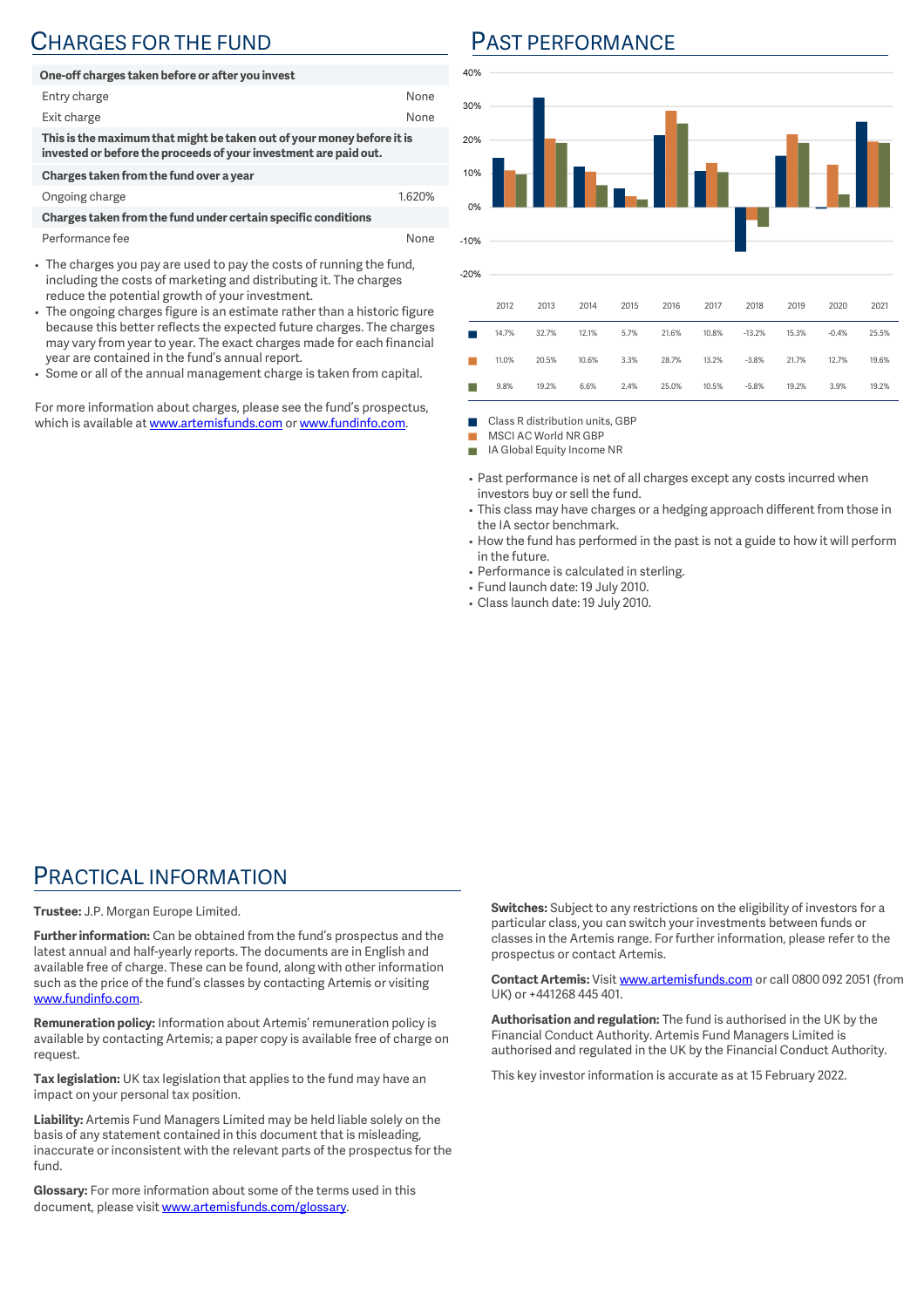# Charges for the fund

| | |
|---|---|
| **One-off charges taken before or after you invest** | |
| Entry charge | None |
| Exit charge | None |
| **This is the maximum that might be taken out of your money before it is invested or before the proceeds of your investment are paid out.** | |
| **Charges taken from the fund over a year** | |
| Ongoing charge | 1.620% |
| **Charges taken from the fund under certain specific conditions** | |
| Performance fee | None |

- The charges you pay are used to pay the costs of running the fund, including the costs of marketing and distributing it. The charges reduce the potential growth of your investment.
- The ongoing charges figure is an estimate rather than a historic figure because this better reflects the expected future charges. The charges may vary from year to year. The exact charges made for each financial year are contained in the fund's annual report.
- Some or all of the annual management charge is taken from capital.

For more information about charges, please see the fund's prospectus, which is available at www.artemisfunds.com or www.fundinfo.com.

# Past performance

40%
30%
20%
10%
0%
-10%
-20%

2012 2013 2014 2015 2016 2017 2018 2019 2020 2021

14.7% 32.7% 12.1% 5.7% 21.6% 10.8% -13.2% 15.3% -0.4% 25.5%

11.0% 20.5% 10.6% 3.3% 28.7% 13.2% -3.8% 21.7% 12.7% 19.6%

9.8% 19.2% 6.6% 2.4% 25.0% 10.5% -5.8% 19.2% 3.9% 19.2%

Class R distribution units, GBP
MSCI AC World NR GBP
IA Global Equity Income NR

- Past performance is net of all charges except any costs incurred when investors buy or sell the fund.
- This class may have charges or a hedging approach different from those in the IA sector benchmark.
- How the fund has performed in the past is not a guide to how it will perform in the future.
- Performance is calculated in sterling.
- Fund launch date: 19 July 2010.
- Class launch date: 19 July 2010.

# Practical information

**Trustee:** J.P. Morgan Europe Limited.

**Further information:** Can be obtained from the fund's prospectus and the latest annual and half-yearly reports. The documents are in English and available free of charge. These can be found, along with other information such as the price of the fund's classes by contacting Artemis or visiting www.fundinfo.com.

**Remuneration policy:** Information about Artemis' remuneration policy is available by contacting Artemis; a paper copy is available free of charge on request.

**Tax legislation:** UK tax legislation that applies to the fund may have an impact on your personal tax position.

**Liability:** Artemis Fund Managers Limited may be held liable solely on the basis of any statement contained in this document that is misleading, inaccurate or inconsistent with the relevant parts of the prospectus for the fund.

**Glossary:** For more information about some of the terms used in this document, please visit www.artemisfunds.com/glossary.

**Switches:** Subject to any restrictions on the eligibility of investors for a particular class, you can switch your investments between funds or classes in the Artemis range. For further information, please refer to the prospectus or contact Artemis.

**Contact Artemis:** Visit www.artemisfunds.com or call 0800 092 2051 (from UK) or +441268 445 401.

**Authorisation and regulation:** The fund is authorised in the UK by the Financial Conduct Authority. Artemis Fund Managers Limited is authorised and regulated in the UK by the Financial Conduct Authority.

This key investor information is accurate as at 15 February 2022.